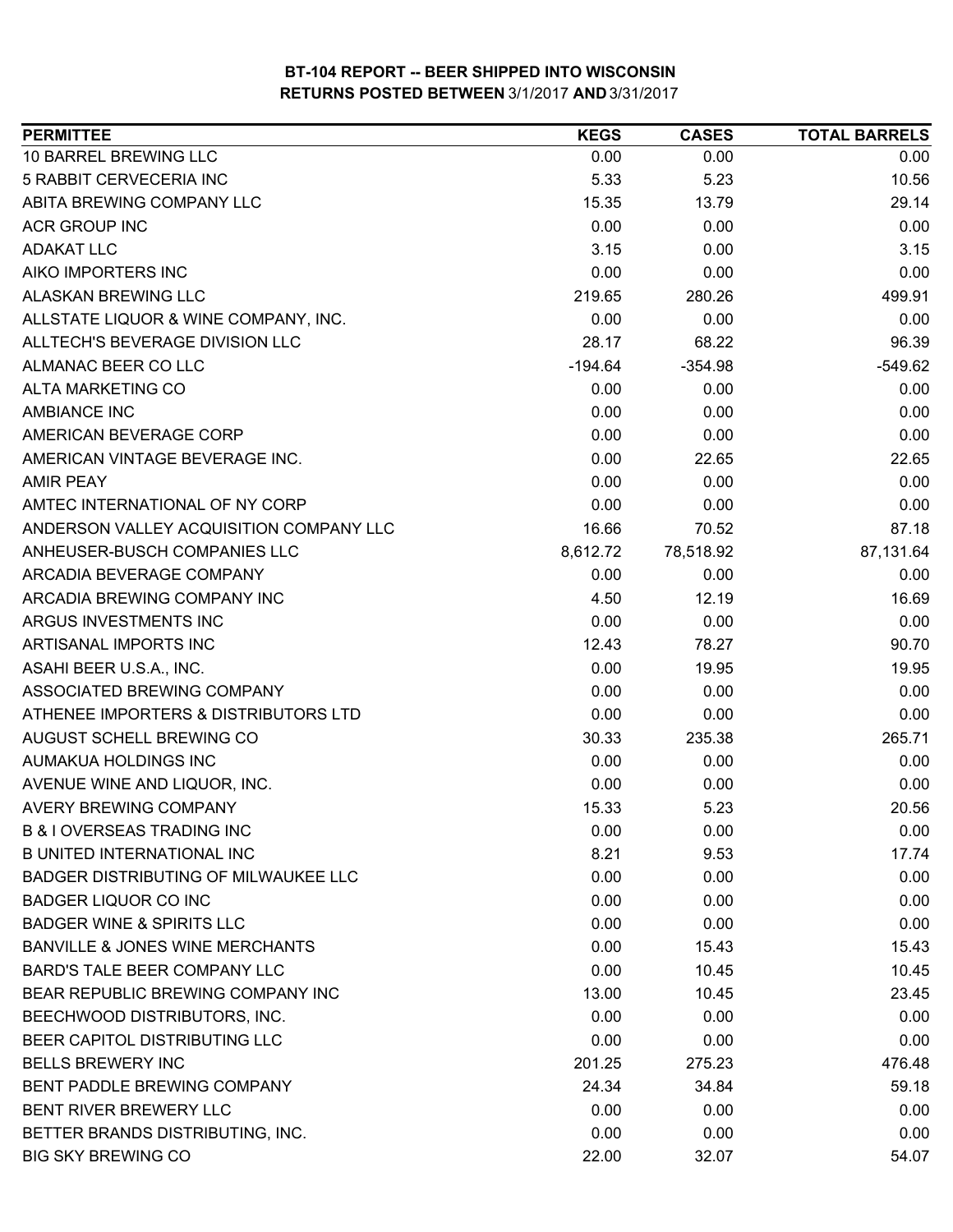# BT-104 REPORT -- BEER SHIPPED INTO WISCONSIN
## RETURNS POSTED BETWEEN 3/1/2017 AND 3/31/2017

| PERMITTEE | KEGS | CASES | TOTAL BARRELS |
|---|---|---|---|
| 10 BARREL BREWING LLC | 0.00 | 0.00 | 0.00 |
| 5 RABBIT CERVECERIA INC | 5.33 | 5.23 | 10.56 |
| ABITA BREWING COMPANY LLC | 15.35 | 13.79 | 29.14 |
| ACR GROUP INC | 0.00 | 0.00 | 0.00 |
| ADAKAT LLC | 3.15 | 0.00 | 3.15 |
| AIKO IMPORTERS INC | 0.00 | 0.00 | 0.00 |
| ALASKAN BREWING LLC | 219.65 | 280.26 | 499.91 |
| ALLSTATE LIQUOR & WINE COMPANY, INC. | 0.00 | 0.00 | 0.00 |
| ALLTECH'S BEVERAGE DIVISION LLC | 28.17 | 68.22 | 96.39 |
| ALMANAC BEER CO LLC | -194.64 | -354.98 | -549.62 |
| ALTA MARKETING CO | 0.00 | 0.00 | 0.00 |
| AMBIANCE INC | 0.00 | 0.00 | 0.00 |
| AMERICAN BEVERAGE CORP | 0.00 | 0.00 | 0.00 |
| AMERICAN VINTAGE BEVERAGE INC. | 0.00 | 22.65 | 22.65 |
| AMIR PEAY | 0.00 | 0.00 | 0.00 |
| AMTEC INTERNATIONAL OF NY CORP | 0.00 | 0.00 | 0.00 |
| ANDERSON VALLEY ACQUISITION COMPANY LLC | 16.66 | 70.52 | 87.18 |
| ANHEUSER-BUSCH COMPANIES LLC | 8,612.72 | 78,518.92 | 87,131.64 |
| ARCADIA BEVERAGE COMPANY | 0.00 | 0.00 | 0.00 |
| ARCADIA BREWING COMPANY INC | 4.50 | 12.19 | 16.69 |
| ARGUS INVESTMENTS INC | 0.00 | 0.00 | 0.00 |
| ARTISANAL IMPORTS INC | 12.43 | 78.27 | 90.70 |
| ASAHI BEER U.S.A., INC. | 0.00 | 19.95 | 19.95 |
| ASSOCIATED BREWING COMPANY | 0.00 | 0.00 | 0.00 |
| ATHENEE IMPORTERS & DISTRIBUTORS LTD | 0.00 | 0.00 | 0.00 |
| AUGUST SCHELL BREWING CO | 30.33 | 235.38 | 265.71 |
| AUMAKUA HOLDINGS INC | 0.00 | 0.00 | 0.00 |
| AVENUE WINE AND LIQUOR, INC. | 0.00 | 0.00 | 0.00 |
| AVERY BREWING COMPANY | 15.33 | 5.23 | 20.56 |
| B & I OVERSEAS TRADING INC | 0.00 | 0.00 | 0.00 |
| B UNITED INTERNATIONAL INC | 8.21 | 9.53 | 17.74 |
| BADGER DISTRIBUTING OF MILWAUKEE LLC | 0.00 | 0.00 | 0.00 |
| BADGER LIQUOR CO INC | 0.00 | 0.00 | 0.00 |
| BADGER WINE & SPIRITS LLC | 0.00 | 0.00 | 0.00 |
| BANVILLE & JONES WINE MERCHANTS | 0.00 | 15.43 | 15.43 |
| BARD'S TALE BEER COMPANY LLC | 0.00 | 10.45 | 10.45 |
| BEAR REPUBLIC BREWING COMPANY INC | 13.00 | 10.45 | 23.45 |
| BEECHWOOD DISTRIBUTORS, INC. | 0.00 | 0.00 | 0.00 |
| BEER CAPITOL DISTRIBUTING LLC | 0.00 | 0.00 | 0.00 |
| BELLS BREWERY INC | 201.25 | 275.23 | 476.48 |
| BENT PADDLE BREWING COMPANY | 24.34 | 34.84 | 59.18 |
| BENT RIVER BREWERY LLC | 0.00 | 0.00 | 0.00 |
| BETTER BRANDS DISTRIBUTING, INC. | 0.00 | 0.00 | 0.00 |
| BIG SKY BREWING CO | 22.00 | 32.07 | 54.07 |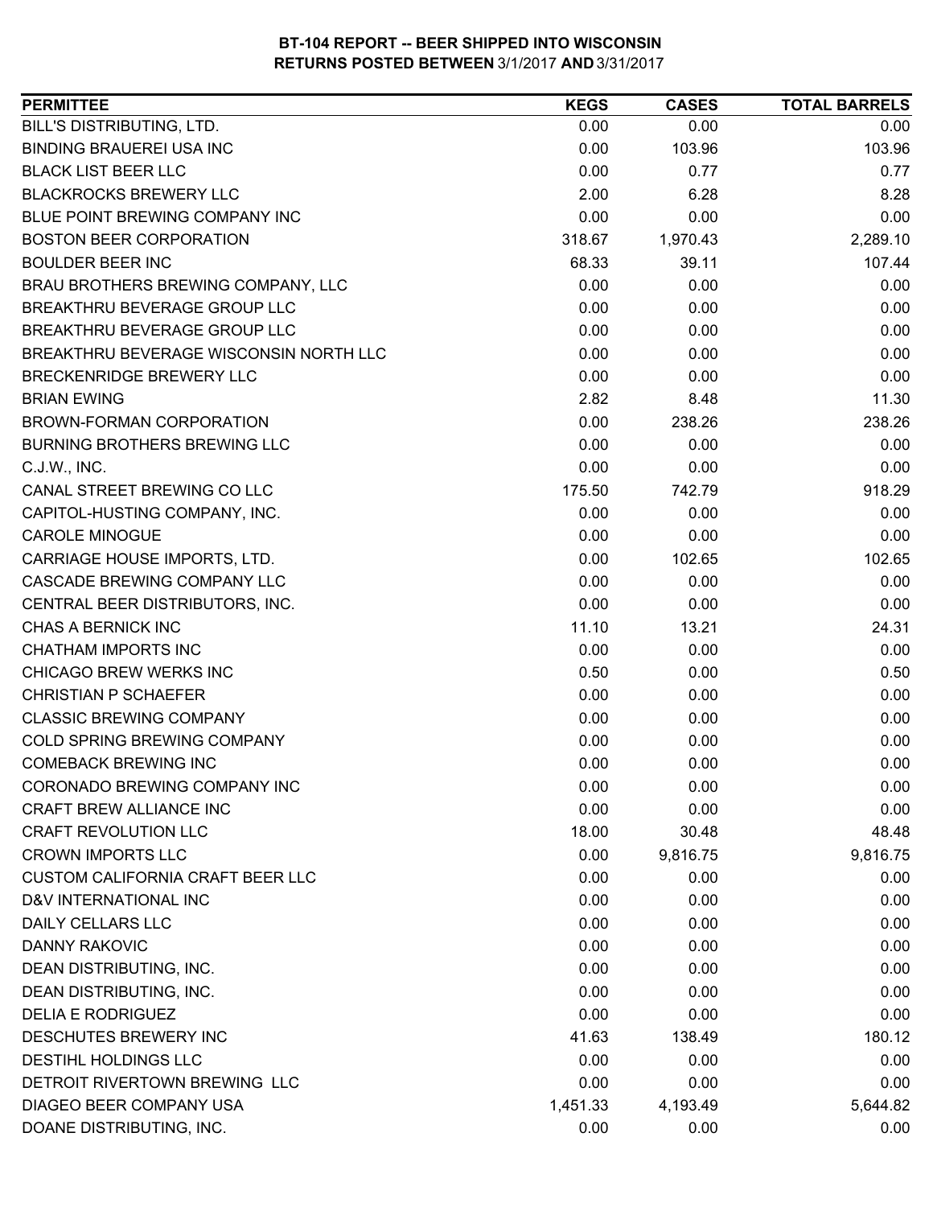**BT-104 REPORT -- BEER SHIPPED INTO WISCONSIN**
**RETURNS POSTED BETWEEN 3/1/2017 AND 3/31/2017**

| PERMITTEE | KEGS | CASES | TOTAL BARRELS |
|---|---|---|---|
| BILL'S DISTRIBUTING, LTD. | 0.00 | 0.00 | 0.00 |
| BINDING BRAUEREI USA INC | 0.00 | 103.96 | 103.96 |
| BLACK LIST BEER LLC | 0.00 | 0.77 | 0.77 |
| BLACKROCKS BREWERY LLC | 2.00 | 6.28 | 8.28 |
| BLUE POINT BREWING COMPANY INC | 0.00 | 0.00 | 0.00 |
| BOSTON BEER CORPORATION | 318.67 | 1,970.43 | 2,289.10 |
| BOULDER BEER INC | 68.33 | 39.11 | 107.44 |
| BRAU BROTHERS BREWING COMPANY, LLC | 0.00 | 0.00 | 0.00 |
| BREAKTHRU BEVERAGE GROUP LLC | 0.00 | 0.00 | 0.00 |
| BREAKTHRU BEVERAGE GROUP LLC | 0.00 | 0.00 | 0.00 |
| BREAKTHRU BEVERAGE WISCONSIN NORTH LLC | 0.00 | 0.00 | 0.00 |
| BRECKENRIDGE BREWERY LLC | 0.00 | 0.00 | 0.00 |
| BRIAN EWING | 2.82 | 8.48 | 11.30 |
| BROWN-FORMAN CORPORATION | 0.00 | 238.26 | 238.26 |
| BURNING BROTHERS BREWING LLC | 0.00 | 0.00 | 0.00 |
| C.J.W., INC. | 0.00 | 0.00 | 0.00 |
| CANAL STREET BREWING CO LLC | 175.50 | 742.79 | 918.29 |
| CAPITOL-HUSTING COMPANY, INC. | 0.00 | 0.00 | 0.00 |
| CAROLE MINOGUE | 0.00 | 0.00 | 0.00 |
| CARRIAGE HOUSE IMPORTS, LTD. | 0.00 | 102.65 | 102.65 |
| CASCADE BREWING COMPANY LLC | 0.00 | 0.00 | 0.00 |
| CENTRAL BEER DISTRIBUTORS, INC. | 0.00 | 0.00 | 0.00 |
| CHAS A BERNICK INC | 11.10 | 13.21 | 24.31 |
| CHATHAM IMPORTS INC | 0.00 | 0.00 | 0.00 |
| CHICAGO BREW WERKS INC | 0.50 | 0.00 | 0.50 |
| CHRISTIAN P SCHAEFER | 0.00 | 0.00 | 0.00 |
| CLASSIC BREWING COMPANY | 0.00 | 0.00 | 0.00 |
| COLD SPRING BREWING COMPANY | 0.00 | 0.00 | 0.00 |
| COMEBACK BREWING INC | 0.00 | 0.00 | 0.00 |
| CORONADO BREWING COMPANY INC | 0.00 | 0.00 | 0.00 |
| CRAFT BREW ALLIANCE INC | 0.00 | 0.00 | 0.00 |
| CRAFT REVOLUTION LLC | 18.00 | 30.48 | 48.48 |
| CROWN IMPORTS LLC | 0.00 | 9,816.75 | 9,816.75 |
| CUSTOM CALIFORNIA CRAFT BEER LLC | 0.00 | 0.00 | 0.00 |
| D&V INTERNATIONAL INC | 0.00 | 0.00 | 0.00 |
| DAILY CELLARS LLC | 0.00 | 0.00 | 0.00 |
| DANNY RAKOVIC | 0.00 | 0.00 | 0.00 |
| DEAN DISTRIBUTING, INC. | 0.00 | 0.00 | 0.00 |
| DEAN DISTRIBUTING, INC. | 0.00 | 0.00 | 0.00 |
| DELIA E RODRIGUEZ | 0.00 | 0.00 | 0.00 |
| DESCHUTES BREWERY INC | 41.63 | 138.49 | 180.12 |
| DESTIHL HOLDINGS LLC | 0.00 | 0.00 | 0.00 |
| DETROIT RIVERTOWN BREWING LLC | 0.00 | 0.00 | 0.00 |
| DIAGEO BEER COMPANY USA | 1,451.33 | 4,193.49 | 5,644.82 |
| DOANE DISTRIBUTING, INC. | 0.00 | 0.00 | 0.00 |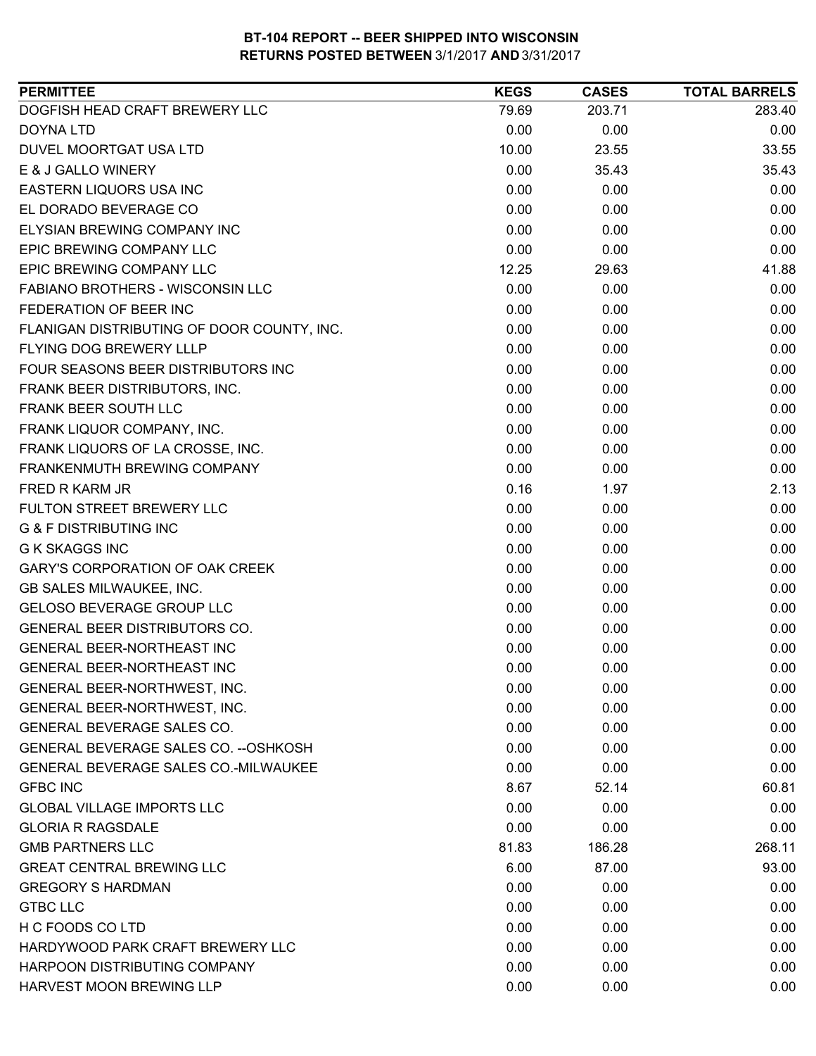**BT-104 REPORT -- BEER SHIPPED INTO WISCONSIN**
**RETURNS POSTED BETWEEN 3/1/2017 AND 3/31/2017**

| PERMITTEE | KEGS | CASES | TOTAL BARRELS |
|---|---|---|---|
| DOGFISH HEAD CRAFT BREWERY LLC | 79.69 | 203.71 | 283.40 |
| DOYNA LTD | 0.00 | 0.00 | 0.00 |
| DUVEL MOORTGAT USA LTD | 10.00 | 23.55 | 33.55 |
| E & J GALLO WINERY | 0.00 | 35.43 | 35.43 |
| EASTERN LIQUORS USA INC | 0.00 | 0.00 | 0.00 |
| EL DORADO BEVERAGE CO | 0.00 | 0.00 | 0.00 |
| ELYSIAN BREWING COMPANY INC | 0.00 | 0.00 | 0.00 |
| EPIC BREWING COMPANY LLC | 0.00 | 0.00 | 0.00 |
| EPIC BREWING COMPANY LLC | 12.25 | 29.63 | 41.88 |
| FABIANO BROTHERS - WISCONSIN LLC | 0.00 | 0.00 | 0.00 |
| FEDERATION OF BEER INC | 0.00 | 0.00 | 0.00 |
| FLANIGAN DISTRIBUTING OF DOOR COUNTY, INC. | 0.00 | 0.00 | 0.00 |
| FLYING DOG BREWERY LLLP | 0.00 | 0.00 | 0.00 |
| FOUR SEASONS BEER DISTRIBUTORS INC | 0.00 | 0.00 | 0.00 |
| FRANK BEER DISTRIBUTORS, INC. | 0.00 | 0.00 | 0.00 |
| FRANK BEER SOUTH LLC | 0.00 | 0.00 | 0.00 |
| FRANK LIQUOR COMPANY, INC. | 0.00 | 0.00 | 0.00 |
| FRANK LIQUORS OF LA CROSSE, INC. | 0.00 | 0.00 | 0.00 |
| FRANKENMUTH BREWING COMPANY | 0.00 | 0.00 | 0.00 |
| FRED R KARM JR | 0.16 | 1.97 | 2.13 |
| FULTON STREET BREWERY LLC | 0.00 | 0.00 | 0.00 |
| G & F DISTRIBUTING INC | 0.00 | 0.00 | 0.00 |
| G K SKAGGS INC | 0.00 | 0.00 | 0.00 |
| GARY'S CORPORATION OF OAK CREEK | 0.00 | 0.00 | 0.00 |
| GB SALES MILWAUKEE, INC. | 0.00 | 0.00 | 0.00 |
| GELOSO BEVERAGE GROUP LLC | 0.00 | 0.00 | 0.00 |
| GENERAL BEER DISTRIBUTORS CO. | 0.00 | 0.00 | 0.00 |
| GENERAL BEER-NORTHEAST INC | 0.00 | 0.00 | 0.00 |
| GENERAL BEER-NORTHEAST INC | 0.00 | 0.00 | 0.00 |
| GENERAL BEER-NORTHWEST, INC. | 0.00 | 0.00 | 0.00 |
| GENERAL BEER-NORTHWEST, INC. | 0.00 | 0.00 | 0.00 |
| GENERAL BEVERAGE SALES CO. | 0.00 | 0.00 | 0.00 |
| GENERAL BEVERAGE SALES CO. --OSHKOSH | 0.00 | 0.00 | 0.00 |
| GENERAL BEVERAGE SALES CO.-MILWAUKEE | 0.00 | 0.00 | 0.00 |
| GFBC INC | 8.67 | 52.14 | 60.81 |
| GLOBAL VILLAGE IMPORTS LLC | 0.00 | 0.00 | 0.00 |
| GLORIA R RAGSDALE | 0.00 | 0.00 | 0.00 |
| GMB PARTNERS LLC | 81.83 | 186.28 | 268.11 |
| GREAT CENTRAL BREWING LLC | 6.00 | 87.00 | 93.00 |
| GREGORY S HARDMAN | 0.00 | 0.00 | 0.00 |
| GTBC LLC | 0.00 | 0.00 | 0.00 |
| H C FOODS CO LTD | 0.00 | 0.00 | 0.00 |
| HARDYWOOD PARK CRAFT BREWERY LLC | 0.00 | 0.00 | 0.00 |
| HARPOON DISTRIBUTING COMPANY | 0.00 | 0.00 | 0.00 |
| HARVEST MOON BREWING LLP | 0.00 | 0.00 | 0.00 |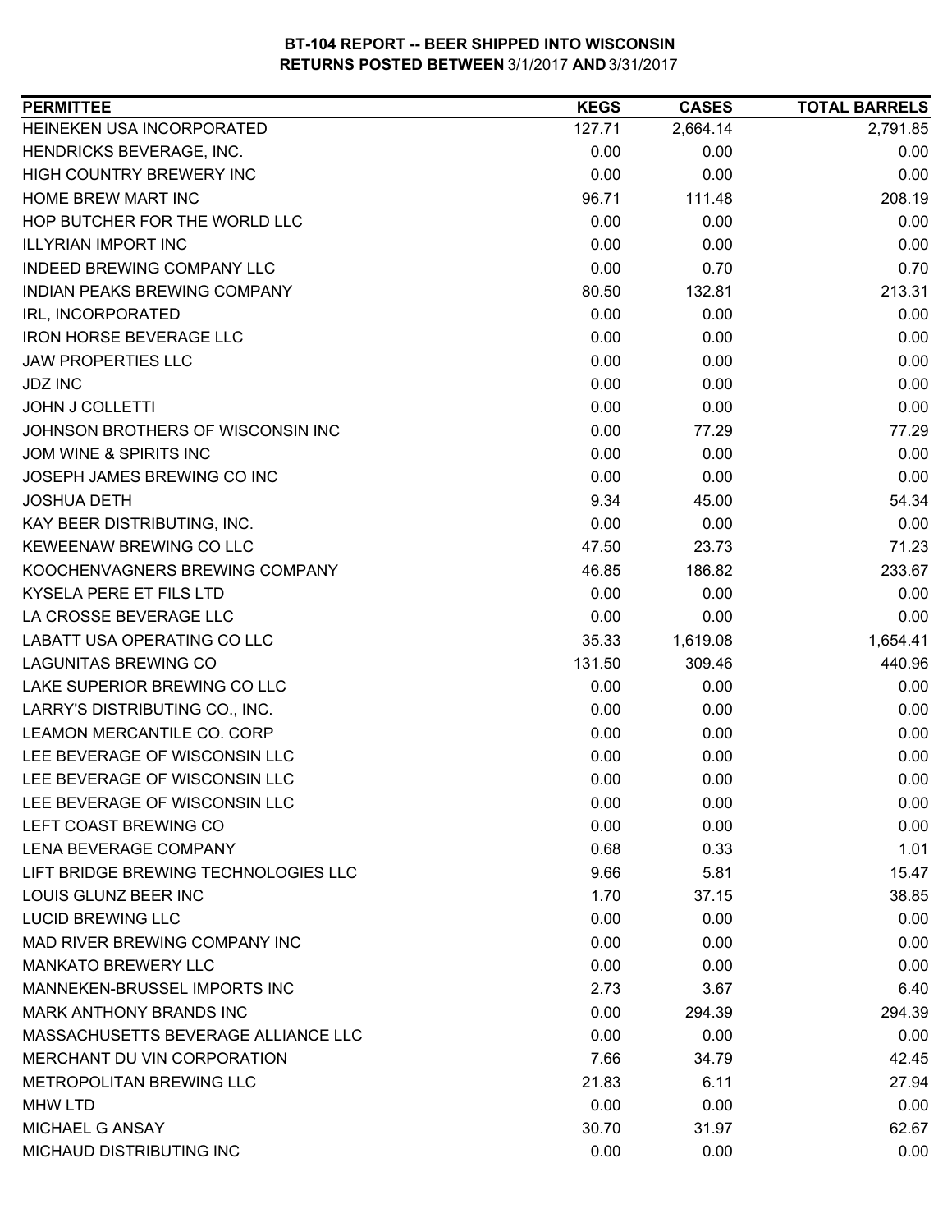**BT-104 REPORT -- BEER SHIPPED INTO WISCONSIN**
**RETURNS POSTED BETWEEN 3/1/2017 AND 3/31/2017**

| PERMITTEE | KEGS | CASES | TOTAL BARRELS |
|---|---|---|---|
| HEINEKEN USA INCORPORATED | 127.71 | 2,664.14 | 2,791.85 |
| HENDRICKS BEVERAGE, INC. | 0.00 | 0.00 | 0.00 |
| HIGH COUNTRY BREWERY INC | 0.00 | 0.00 | 0.00 |
| HOME BREW MART INC | 96.71 | 111.48 | 208.19 |
| HOP BUTCHER FOR THE WORLD LLC | 0.00 | 0.00 | 0.00 |
| ILLYRIAN IMPORT INC | 0.00 | 0.00 | 0.00 |
| INDEED BREWING COMPANY LLC | 0.00 | 0.70 | 0.70 |
| INDIAN PEAKS BREWING COMPANY | 80.50 | 132.81 | 213.31 |
| IRL, INCORPORATED | 0.00 | 0.00 | 0.00 |
| IRON HORSE BEVERAGE LLC | 0.00 | 0.00 | 0.00 |
| JAW PROPERTIES LLC | 0.00 | 0.00 | 0.00 |
| JDZ INC | 0.00 | 0.00 | 0.00 |
| JOHN J COLLETTI | 0.00 | 0.00 | 0.00 |
| JOHNSON BROTHERS OF WISCONSIN INC | 0.00 | 77.29 | 77.29 |
| JOM WINE & SPIRITS INC | 0.00 | 0.00 | 0.00 |
| JOSEPH JAMES BREWING CO INC | 0.00 | 0.00 | 0.00 |
| JOSHUA DETH | 9.34 | 45.00 | 54.34 |
| KAY BEER DISTRIBUTING, INC. | 0.00 | 0.00 | 0.00 |
| KEWEENAW BREWING CO LLC | 47.50 | 23.73 | 71.23 |
| KOOCHENVAGNERS BREWING COMPANY | 46.85 | 186.82 | 233.67 |
| KYSELA PERE ET FILS LTD | 0.00 | 0.00 | 0.00 |
| LA CROSSE BEVERAGE LLC | 0.00 | 0.00 | 0.00 |
| LABATT USA OPERATING CO LLC | 35.33 | 1,619.08 | 1,654.41 |
| LAGUNITAS BREWING CO | 131.50 | 309.46 | 440.96 |
| LAKE SUPERIOR BREWING CO LLC | 0.00 | 0.00 | 0.00 |
| LARRY'S DISTRIBUTING CO., INC. | 0.00 | 0.00 | 0.00 |
| LEAMON MERCANTILE CO. CORP | 0.00 | 0.00 | 0.00 |
| LEE BEVERAGE OF WISCONSIN LLC | 0.00 | 0.00 | 0.00 |
| LEE BEVERAGE OF WISCONSIN LLC | 0.00 | 0.00 | 0.00 |
| LEE BEVERAGE OF WISCONSIN LLC | 0.00 | 0.00 | 0.00 |
| LEFT COAST BREWING CO | 0.00 | 0.00 | 0.00 |
| LENA BEVERAGE COMPANY | 0.68 | 0.33 | 1.01 |
| LIFT BRIDGE BREWING TECHNOLOGIES LLC | 9.66 | 5.81 | 15.47 |
| LOUIS GLUNZ BEER INC | 1.70 | 37.15 | 38.85 |
| LUCID BREWING LLC | 0.00 | 0.00 | 0.00 |
| MAD RIVER BREWING COMPANY INC | 0.00 | 0.00 | 0.00 |
| MANKATO BREWERY LLC | 0.00 | 0.00 | 0.00 |
| MANNEKEN-BRUSSEL IMPORTS INC | 2.73 | 3.67 | 6.40 |
| MARK ANTHONY BRANDS INC | 0.00 | 294.39 | 294.39 |
| MASSACHUSETTS BEVERAGE ALLIANCE LLC | 0.00 | 0.00 | 0.00 |
| MERCHANT DU VIN CORPORATION | 7.66 | 34.79 | 42.45 |
| METROPOLITAN BREWING LLC | 21.83 | 6.11 | 27.94 |
| MHW LTD | 0.00 | 0.00 | 0.00 |
| MICHAEL G ANSAY | 30.70 | 31.97 | 62.67 |
| MICHAUD DISTRIBUTING INC | 0.00 | 0.00 | 0.00 |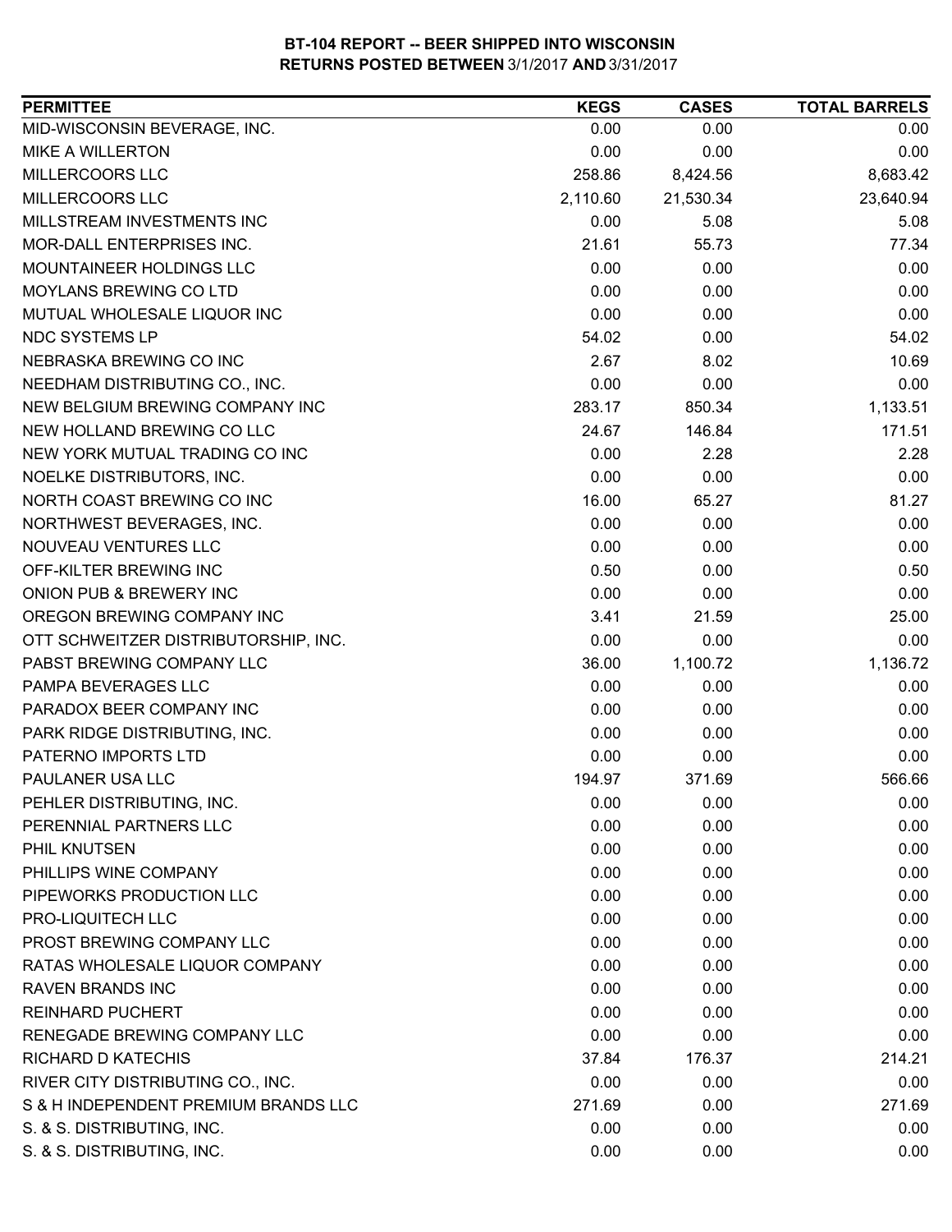**BT-104 REPORT -- BEER SHIPPED INTO WISCONSIN**
**RETURNS POSTED BETWEEN 3/1/2017 AND 3/31/2017**

| PERMITTEE | KEGS | CASES | TOTAL BARRELS |
|---|---|---|---|
| MID-WISCONSIN BEVERAGE, INC. | 0.00 | 0.00 | 0.00 |
| MIKE A WILLERTON | 0.00 | 0.00 | 0.00 |
| MILLERCOORS LLC | 258.86 | 8,424.56 | 8,683.42 |
| MILLERCOORS LLC | 2,110.60 | 21,530.34 | 23,640.94 |
| MILLSTREAM INVESTMENTS INC | 0.00 | 5.08 | 5.08 |
| MOR-DALL ENTERPRISES INC. | 21.61 | 55.73 | 77.34 |
| MOUNTAINEER HOLDINGS LLC | 0.00 | 0.00 | 0.00 |
| MOYLANS BREWING CO LTD | 0.00 | 0.00 | 0.00 |
| MUTUAL WHOLESALE LIQUOR INC | 0.00 | 0.00 | 0.00 |
| NDC SYSTEMS LP | 54.02 | 0.00 | 54.02 |
| NEBRASKA BREWING CO INC | 2.67 | 8.02 | 10.69 |
| NEEDHAM DISTRIBUTING CO., INC. | 0.00 | 0.00 | 0.00 |
| NEW BELGIUM BREWING COMPANY INC | 283.17 | 850.34 | 1,133.51 |
| NEW HOLLAND BREWING CO LLC | 24.67 | 146.84 | 171.51 |
| NEW YORK MUTUAL TRADING CO INC | 0.00 | 2.28 | 2.28 |
| NOELKE DISTRIBUTORS, INC. | 0.00 | 0.00 | 0.00 |
| NORTH COAST BREWING CO INC | 16.00 | 65.27 | 81.27 |
| NORTHWEST BEVERAGES, INC. | 0.00 | 0.00 | 0.00 |
| NOUVEAU VENTURES LLC | 0.00 | 0.00 | 0.00 |
| OFF-KILTER BREWING INC | 0.50 | 0.00 | 0.50 |
| ONION PUB & BREWERY INC | 0.00 | 0.00 | 0.00 |
| OREGON BREWING COMPANY INC | 3.41 | 21.59 | 25.00 |
| OTT SCHWEITZER DISTRIBUTORSHIP, INC. | 0.00 | 0.00 | 0.00 |
| PABST BREWING COMPANY LLC | 36.00 | 1,100.72 | 1,136.72 |
| PAMPA BEVERAGES LLC | 0.00 | 0.00 | 0.00 |
| PARADOX BEER COMPANY INC | 0.00 | 0.00 | 0.00 |
| PARK RIDGE DISTRIBUTING, INC. | 0.00 | 0.00 | 0.00 |
| PATERNO IMPORTS LTD | 0.00 | 0.00 | 0.00 |
| PAULANER USA LLC | 194.97 | 371.69 | 566.66 |
| PEHLER DISTRIBUTING, INC. | 0.00 | 0.00 | 0.00 |
| PERENNIAL PARTNERS LLC | 0.00 | 0.00 | 0.00 |
| PHIL KNUTSEN | 0.00 | 0.00 | 0.00 |
| PHILLIPS WINE COMPANY | 0.00 | 0.00 | 0.00 |
| PIPEWORKS PRODUCTION LLC | 0.00 | 0.00 | 0.00 |
| PRO-LIQUITECH LLC | 0.00 | 0.00 | 0.00 |
| PROST BREWING COMPANY LLC | 0.00 | 0.00 | 0.00 |
| RATAS WHOLESALE LIQUOR COMPANY | 0.00 | 0.00 | 0.00 |
| RAVEN BRANDS INC | 0.00 | 0.00 | 0.00 |
| REINHARD PUCHERT | 0.00 | 0.00 | 0.00 |
| RENEGADE BREWING COMPANY LLC | 0.00 | 0.00 | 0.00 |
| RICHARD D KATECHIS | 37.84 | 176.37 | 214.21 |
| RIVER CITY DISTRIBUTING CO., INC. | 0.00 | 0.00 | 0.00 |
| S & H INDEPENDENT PREMIUM BRANDS LLC | 271.69 | 0.00 | 271.69 |
| S. & S. DISTRIBUTING, INC. | 0.00 | 0.00 | 0.00 |
| S. & S. DISTRIBUTING, INC. | 0.00 | 0.00 | 0.00 |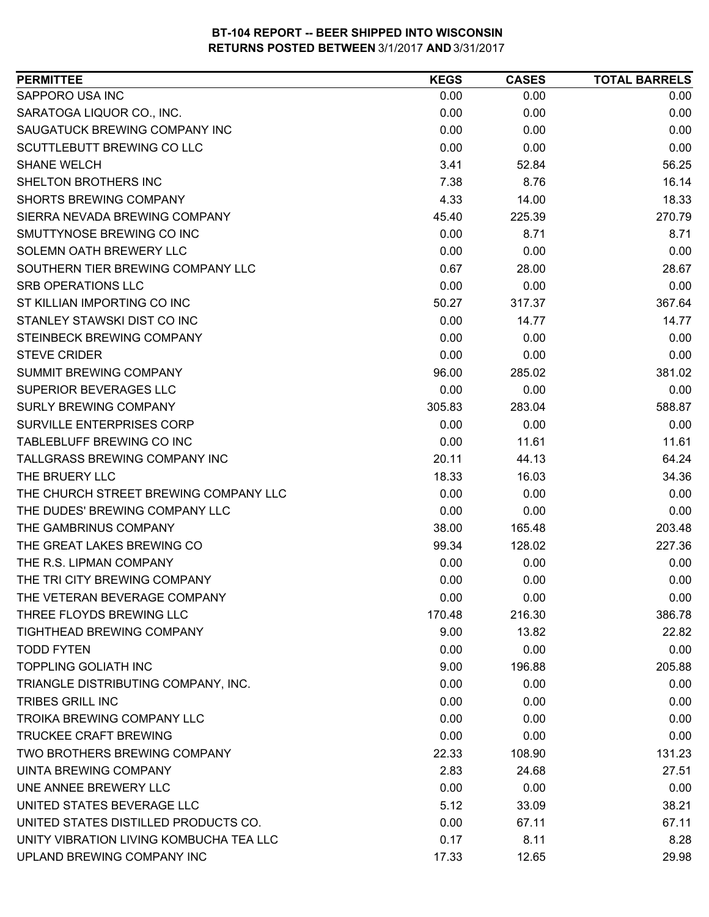**BT-104 REPORT -- BEER SHIPPED INTO WISCONSIN**
**RETURNS POSTED BETWEEN 3/1/2017 AND 3/31/2017**

| PERMITTEE | KEGS | CASES | TOTAL BARRELS |
|---|---|---|---|
| SAPPORO USA INC | 0.00 | 0.00 | 0.00 |
| SARATOGA LIQUOR CO., INC. | 0.00 | 0.00 | 0.00 |
| SAUGATUCK BREWING COMPANY INC | 0.00 | 0.00 | 0.00 |
| SCUTTLEBUTT BREWING CO LLC | 0.00 | 0.00 | 0.00 |
| SHANE WELCH | 3.41 | 52.84 | 56.25 |
| SHELTON BROTHERS INC | 7.38 | 8.76 | 16.14 |
| SHORTS BREWING COMPANY | 4.33 | 14.00 | 18.33 |
| SIERRA NEVADA BREWING COMPANY | 45.40 | 225.39 | 270.79 |
| SMUTTYNOSE BREWING CO INC | 0.00 | 8.71 | 8.71 |
| SOLEMN OATH BREWERY LLC | 0.00 | 0.00 | 0.00 |
| SOUTHERN TIER BREWING COMPANY LLC | 0.67 | 28.00 | 28.67 |
| SRB OPERATIONS LLC | 0.00 | 0.00 | 0.00 |
| ST KILLIAN IMPORTING CO INC | 50.27 | 317.37 | 367.64 |
| STANLEY STAWSKI DIST CO INC | 0.00 | 14.77 | 14.77 |
| STEINBECK BREWING COMPANY | 0.00 | 0.00 | 0.00 |
| STEVE CRIDER | 0.00 | 0.00 | 0.00 |
| SUMMIT BREWING COMPANY | 96.00 | 285.02 | 381.02 |
| SUPERIOR BEVERAGES LLC | 0.00 | 0.00 | 0.00 |
| SURLY BREWING COMPANY | 305.83 | 283.04 | 588.87 |
| SURVILLE ENTERPRISES CORP | 0.00 | 0.00 | 0.00 |
| TABLEBLUFF BREWING CO INC | 0.00 | 11.61 | 11.61 |
| TALLGRASS BREWING COMPANY INC | 20.11 | 44.13 | 64.24 |
| THE BRUERY LLC | 18.33 | 16.03 | 34.36 |
| THE CHURCH STREET BREWING COMPANY LLC | 0.00 | 0.00 | 0.00 |
| THE DUDES' BREWING COMPANY LLC | 0.00 | 0.00 | 0.00 |
| THE GAMBRINUS COMPANY | 38.00 | 165.48 | 203.48 |
| THE GREAT LAKES BREWING CO | 99.34 | 128.02 | 227.36 |
| THE R.S. LIPMAN COMPANY | 0.00 | 0.00 | 0.00 |
| THE TRI CITY BREWING COMPANY | 0.00 | 0.00 | 0.00 |
| THE VETERAN BEVERAGE COMPANY | 0.00 | 0.00 | 0.00 |
| THREE FLOYDS BREWING LLC | 170.48 | 216.30 | 386.78 |
| TIGHTHEAD BREWING COMPANY | 9.00 | 13.82 | 22.82 |
| TODD FYTEN | 0.00 | 0.00 | 0.00 |
| TOPPLING GOLIATH INC | 9.00 | 196.88 | 205.88 |
| TRIANGLE DISTRIBUTING COMPANY, INC. | 0.00 | 0.00 | 0.00 |
| TRIBES GRILL INC | 0.00 | 0.00 | 0.00 |
| TROIKA BREWING COMPANY LLC | 0.00 | 0.00 | 0.00 |
| TRUCKEE CRAFT BREWING | 0.00 | 0.00 | 0.00 |
| TWO BROTHERS BREWING COMPANY | 22.33 | 108.90 | 131.23 |
| UINTA BREWING COMPANY | 2.83 | 24.68 | 27.51 |
| UNE ANNEE BREWERY LLC | 0.00 | 0.00 | 0.00 |
| UNITED STATES BEVERAGE LLC | 5.12 | 33.09 | 38.21 |
| UNITED STATES DISTILLED PRODUCTS CO. | 0.00 | 67.11 | 67.11 |
| UNITY VIBRATION LIVING KOMBUCHA TEA LLC | 0.17 | 8.11 | 8.28 |
| UPLAND BREWING COMPANY INC | 17.33 | 12.65 | 29.98 |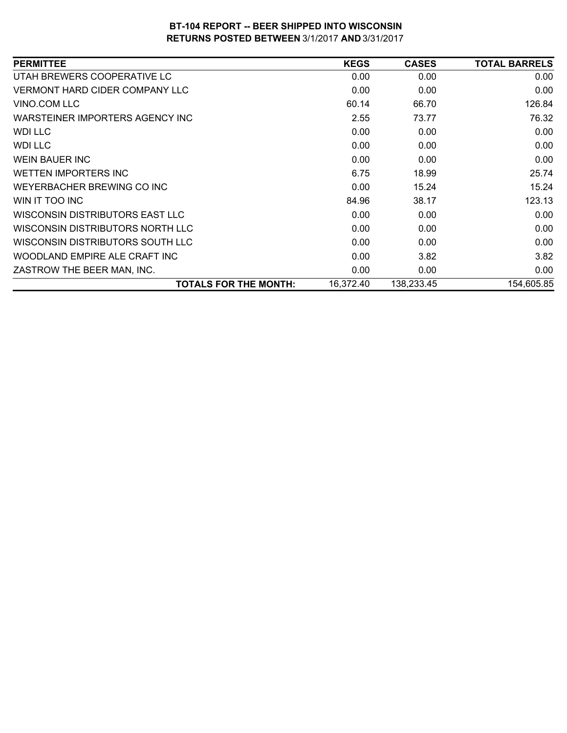**BT-104 REPORT -- BEER SHIPPED INTO WISCONSIN**
**RETURNS POSTED BETWEEN** 3/1/2017 **AND** 3/31/2017

| PERMITTEE | KEGS | CASES | TOTAL BARRELS |
|---|---|---|---|
| UTAH BREWERS COOPERATIVE LC | 0.00 | 0.00 | 0.00 |
| VERMONT HARD CIDER COMPANY LLC | 0.00 | 0.00 | 0.00 |
| VINO.COM LLC | 60.14 | 66.70 | 126.84 |
| WARSTEINER IMPORTERS AGENCY INC | 2.55 | 73.77 | 76.32 |
| WDI LLC | 0.00 | 0.00 | 0.00 |
| WDI LLC | 0.00 | 0.00 | 0.00 |
| WEIN BAUER INC | 0.00 | 0.00 | 0.00 |
| WETTEN IMPORTERS INC | 6.75 | 18.99 | 25.74 |
| WEYERBACHER BREWING CO INC | 0.00 | 15.24 | 15.24 |
| WIN IT TOO INC | 84.96 | 38.17 | 123.13 |
| WISCONSIN DISTRIBUTORS EAST LLC | 0.00 | 0.00 | 0.00 |
| WISCONSIN DISTRIBUTORS NORTH LLC | 0.00 | 0.00 | 0.00 |
| WISCONSIN DISTRIBUTORS SOUTH LLC | 0.00 | 0.00 | 0.00 |
| WOODLAND EMPIRE ALE CRAFT INC | 0.00 | 3.82 | 3.82 |
| ZASTROW THE BEER MAN, INC. | 0.00 | 0.00 | 0.00 |
| **TOTALS FOR THE MONTH:** | 16,372.40 | 138,233.45 | 154,605.85 |